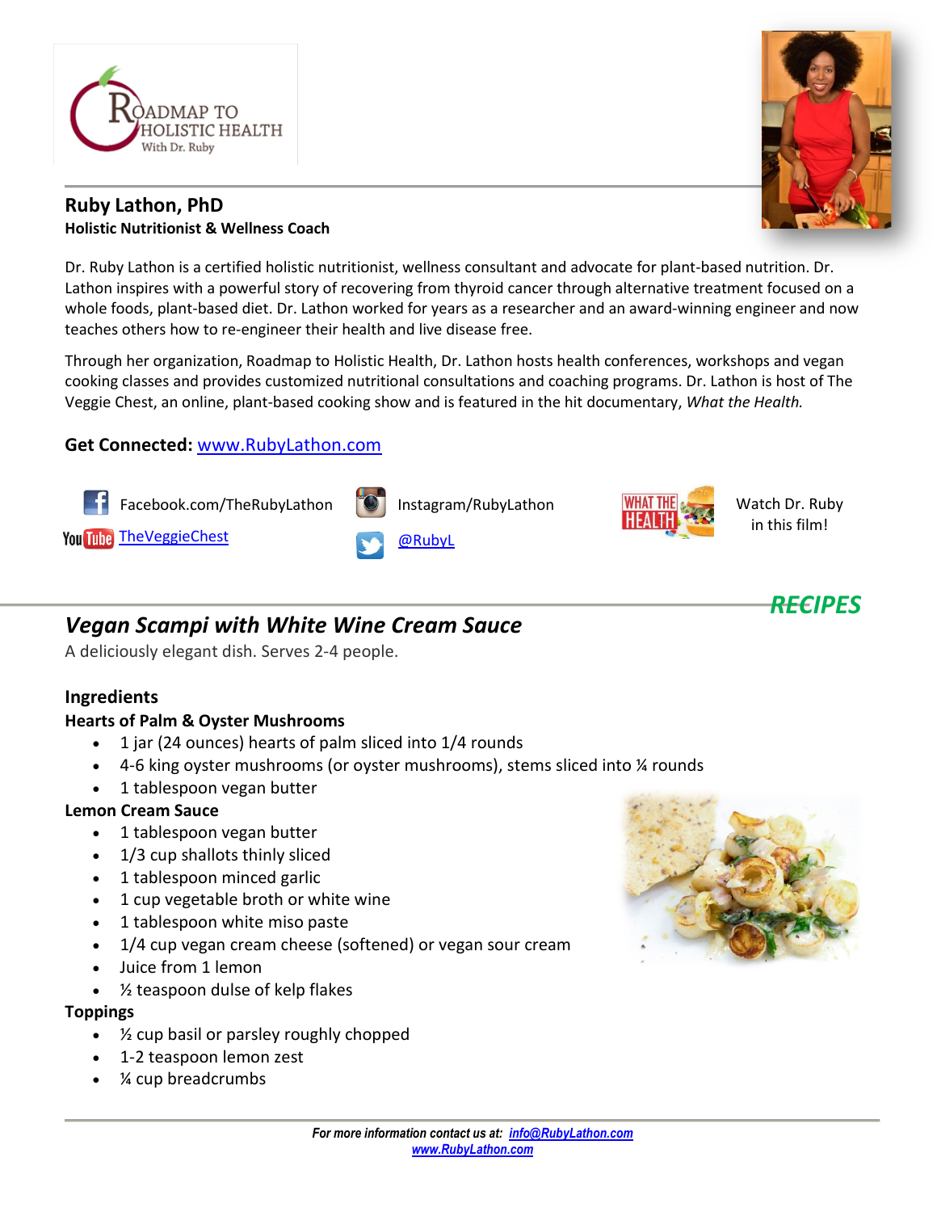ROADMAP TO HOLISTIC HEALTH
With Dr. Ruby

## Ruby Lathon, PhD
**Holistic Nutritionist & Wellness Coach**

Dr. Ruby Lathon is a certified holistic nutritionist, wellness consultant and advocate for plant-based nutrition. Dr. Lathon inspires with a powerful story of recovering from thyroid cancer through alternative treatment focused on a whole foods, plant-based diet. Dr. Lathon worked for years as a researcher and an award-winning engineer and now teaches others how to re-engineer their health and live disease free.

Through her organization, Roadmap to Holistic Health, Dr. Lathon hosts health conferences, workshops and vegan cooking classes and provides customized nutritional consultations and coaching programs. Dr. Lathon is host of The Veggie Chest, an online, plant-based cooking show and is featured in the hit documentary, *What the Health.*

**Get Connected:** www.RubyLathon.com

Facebook.com/TheRubyLathon

Instagram/RubyLathon

Watch Dr. Ruby in this film!

YouTube TheVeggieChest

@RubyL

***RECIPES***

## *Vegan Scampi with White Wine Cream Sauce*

A deliciously elegant dish. Serves 2-4 people.

### Ingredients

**Hearts of Palm & Oyster Mushrooms**

- 1 jar (24 ounces) hearts of palm sliced into 1/4 rounds
- 4-6 king oyster mushrooms (or oyster mushrooms), stems sliced into ¼ rounds
- 1 tablespoon vegan butter

**Lemon Cream Sauce**

- 1 tablespoon vegan butter
- 1/3 cup shallots thinly sliced
- 1 tablespoon minced garlic
- 1 cup vegetable broth or white wine
- 1 tablespoon white miso paste
- 1/4 cup vegan cream cheese (softened) or vegan sour cream
- Juice from 1 lemon
- ½ teaspoon dulse of kelp flakes

**Toppings**

- ½ cup basil or parsley roughly chopped
- 1-2 teaspoon lemon zest
- ¼ cup breadcrumbs

*For more information contact us at: info@RubyLathon.com*
*www.RubyLathon.com*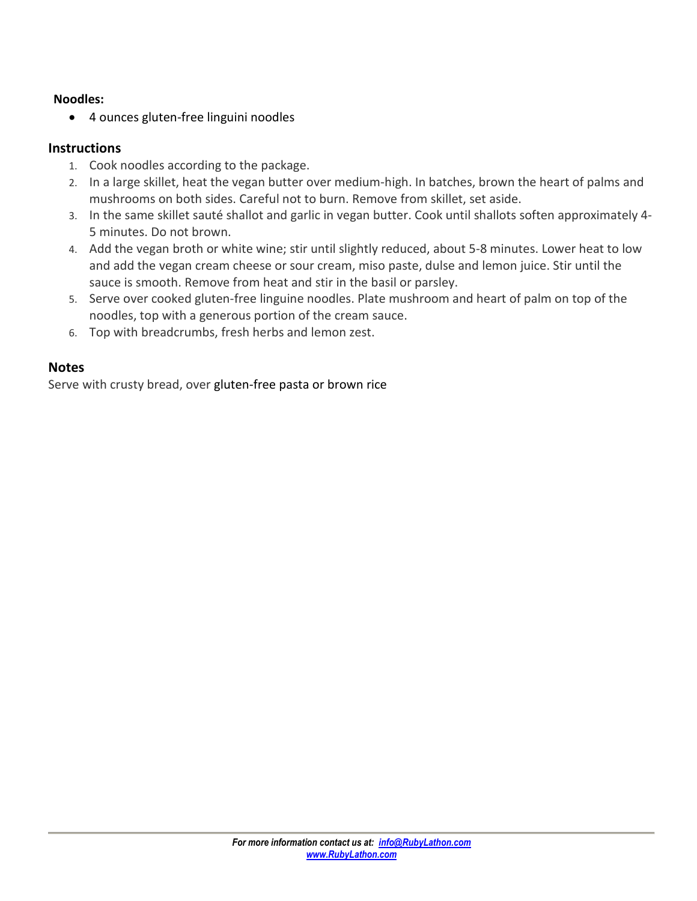**Noodles:**

- 4 ounces gluten-free linguini noodles

## Instructions

1. Cook noodles according to the package.
2. In a large skillet, heat the vegan butter over medium-high. In batches, brown the heart of palms and mushrooms on both sides. Careful not to burn. Remove from skillet, set aside.
3. In the same skillet sauté shallot and garlic in vegan butter. Cook until shallots soften approximately 4-5 minutes. Do not brown.
4. Add the vegan broth or white wine; stir until slightly reduced, about 5-8 minutes. Lower heat to low and add the vegan cream cheese or sour cream, miso paste, dulse and lemon juice. Stir until the sauce is smooth. Remove from heat and stir in the basil or parsley.
5. Serve over cooked gluten-free linguine noodles. Plate mushroom and heart of palm on top of the noodles, top with a generous portion of the cream sauce.
6. Top with breadcrumbs, fresh herbs and lemon zest.

## Notes

Serve with crusty bread, over gluten-free pasta or brown rice

***For more information contact us at: info@RubyLathon.com***
***www.RubyLathon.com***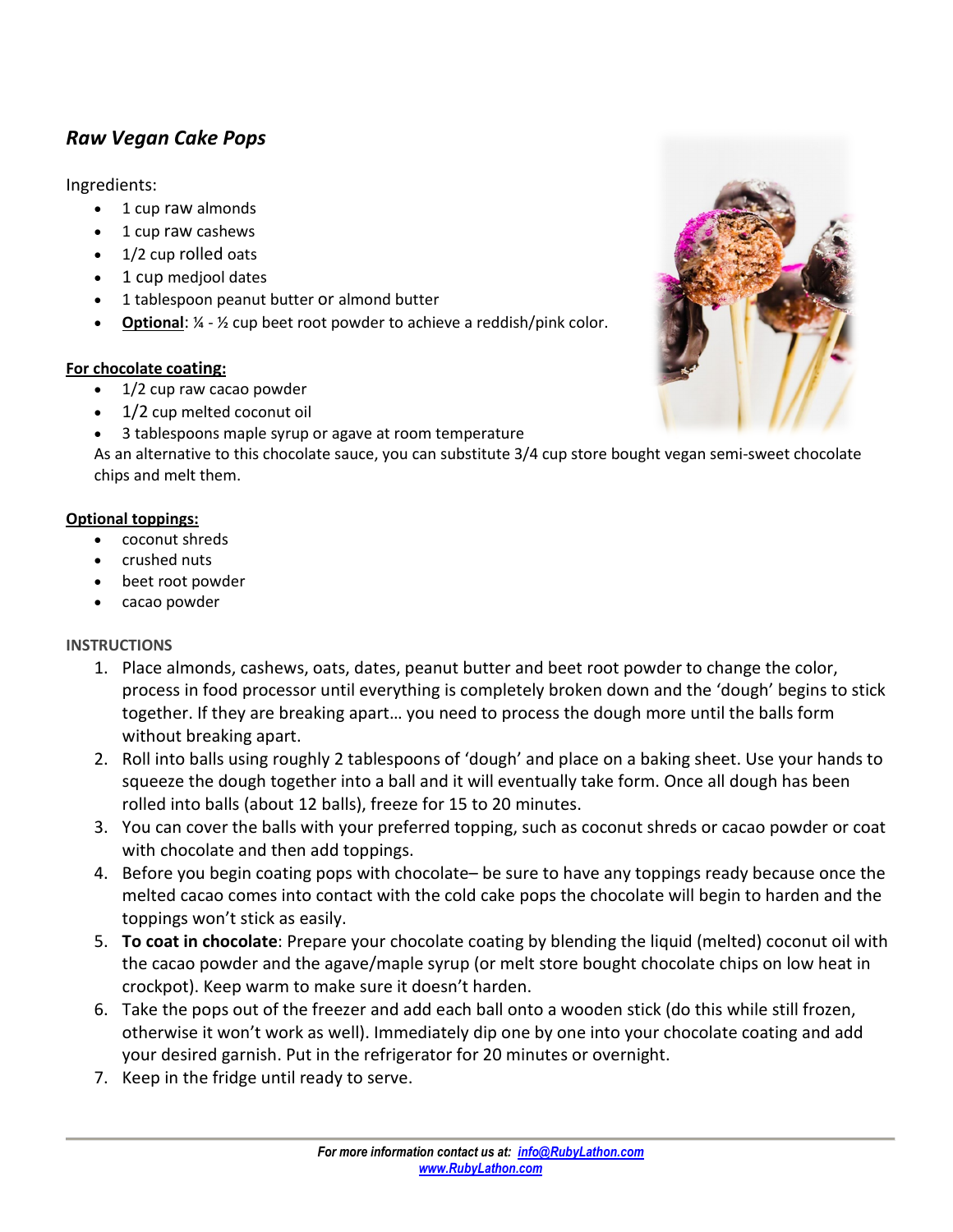## *Raw Vegan Cake Pops*

Ingredients:

- 1 cup raw almonds
- 1 cup raw cashews
- 1/2 cup rolled oats
- 1 cup medjool dates
- 1 tablespoon peanut butter or almond butter
- **Optional**: ¼ - ½ cup beet root powder to achieve a reddish/pink color.

**For chocolate coating:**

- 1/2 cup raw cacao powder
- 1/2 cup melted coconut oil
- 3 tablespoons maple syrup or agave at room temperature

As an alternative to this chocolate sauce, you can substitute 3/4 cup store bought vegan semi-sweet chocolate chips and melt them.

**Optional toppings:**

- coconut shreds
- crushed nuts
- beet root powder
- cacao powder

INSTRUCTIONS

1. Place almonds, cashews, oats, dates, peanut butter and beet root powder to change the color, process in food processor until everything is completely broken down and the 'dough' begins to stick together. If they are breaking apart… you need to process the dough more until the balls form without breaking apart.
2. Roll into balls using roughly 2 tablespoons of 'dough' and place on a baking sheet. Use your hands to squeeze the dough together into a ball and it will eventually take form. Once all dough has been rolled into balls (about 12 balls), freeze for 15 to 20 minutes.
3. You can cover the balls with your preferred topping, such as coconut shreds or cacao powder or coat with chocolate and then add toppings.
4. Before you begin coating pops with chocolate– be sure to have any toppings ready because once the melted cacao comes into contact with the cold cake pops the chocolate will begin to harden and the toppings won't stick as easily.
5. **To coat in chocolate**: Prepare your chocolate coating by blending the liquid (melted) coconut oil with the cacao powder and the agave/maple syrup (or melt store bought chocolate chips on low heat in crockpot). Keep warm to make sure it doesn't harden.
6. Take the pops out of the freezer and add each ball onto a wooden stick (do this while still frozen, otherwise it won't work as well). Immediately dip one by one into your chocolate coating and add your desired garnish. Put in the refrigerator for 20 minutes or overnight.
7. Keep in the fridge until ready to serve.

***For more information contact us at: info@RubyLathon.com***
***www.RubyLathon.com***